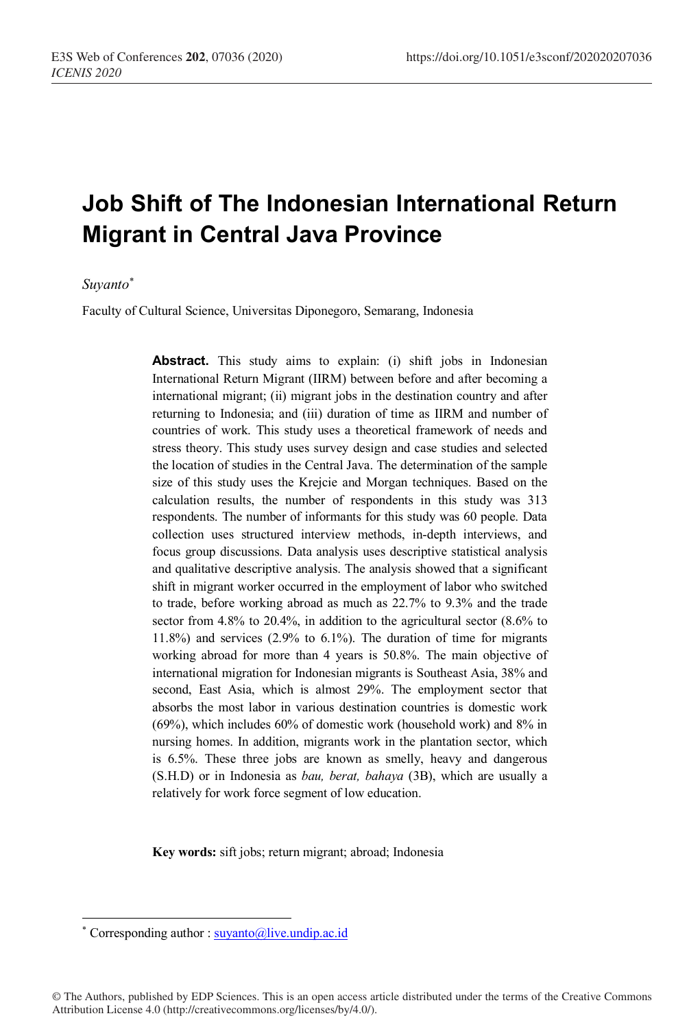# Job Shift of The Indonesian International Return Migrant in Central Java Province

*Suyanto*[*]

Faculty of Cultural Science, Universitas Diponegoro, Semarang, Indonesia

**Abstract.** This study aims to explain: (i) shift jobs in Indonesian International Return Migrant (IIRM) between before and after becoming a international migrant; (ii) migrant jobs in the destination country and after returning to Indonesia; and (iii) duration of time as IIRM and number of countries of work. This study uses a theoretical framework of needs and stress theory. This study uses survey design and case studies and selected the location of studies in the Central Java. The determination of the sample size of this study uses the Krejcie and Morgan techniques. Based on the calculation results, the number of respondents in this study was 313 respondents. The number of informants for this study was 60 people. Data collection uses structured interview methods, in-depth interviews, and focus group discussions. Data analysis uses descriptive statistical analysis and qualitative descriptive analysis. The analysis showed that a significant shift in migrant worker occurred in the employment of labor who switched to trade, before working abroad as much as 22.7% to 9.3% and the trade sector from 4.8% to 20.4%, in addition to the agricultural sector (8.6% to 11.8%) and services (2.9% to 6.1%). The duration of time for migrants working abroad for more than 4 years is 50.8%. The main objective of international migration for Indonesian migrants is Southeast Asia, 38% and second, East Asia, which is almost 29%. The employment sector that absorbs the most labor in various destination countries is domestic work (69%), which includes 60% of domestic work (household work) and 8% in nursing homes. In addition, migrants work in the plantation sector, which is 6.5%. These three jobs are known as smelly, heavy and dangerous (S.H.D) or in Indonesia as *bau, berat, bahaya* (3B), which are usually a relatively for work force segment of low education.

**Key words:** sift jobs; return migrant; abroad; Indonesia

[*] Corresponding author : suyanto@live.undip.ac.id

© The Authors, published by EDP Sciences. This is an open access article distributed under the terms of the Creative Commons Attribution License 4.0 (http://creativecommons.org/licenses/by/4.0/).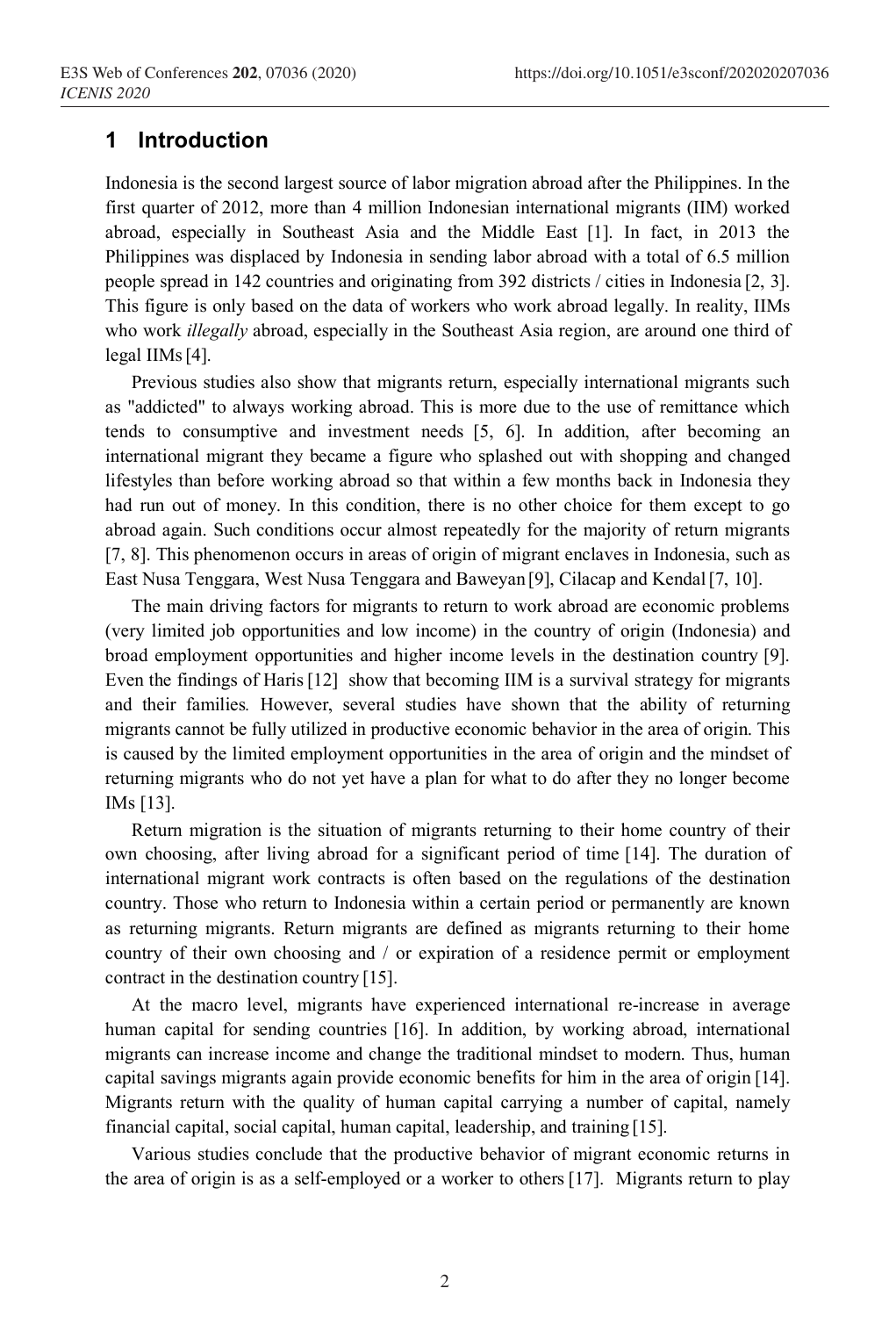# 1 Introduction

Indonesia is the second largest source of labor migration abroad after the Philippines. In the first quarter of 2012, more than 4 million Indonesian international migrants (IIM) worked abroad, especially in Southeast Asia and the Middle East [1]. In fact, in 2013 the Philippines was displaced by Indonesia in sending labor abroad with a total of 6.5 million people spread in 142 countries and originating from 392 districts / cities in Indonesia [2, 3]. This figure is only based on the data of workers who work abroad legally. In reality, IIMs who work *illegally* abroad, especially in the Southeast Asia region, are around one third of legal IIMs [4].

Previous studies also show that migrants return, especially international migrants such as "addicted" to always working abroad. This is more due to the use of remittance which tends to consumptive and investment needs [5, 6]. In addition, after becoming an international migrant they became a figure who splashed out with shopping and changed lifestyles than before working abroad so that within a few months back in Indonesia they had run out of money. In this condition, there is no other choice for them except to go abroad again. Such conditions occur almost repeatedly for the majority of return migrants [7, 8]. This phenomenon occurs in areas of origin of migrant enclaves in Indonesia, such as East Nusa Tenggara, West Nusa Tenggara and Baweyan [9], Cilacap and Kendal [7, 10].

The main driving factors for migrants to return to work abroad are economic problems (very limited job opportunities and low income) in the country of origin (Indonesia) and broad employment opportunities and higher income levels in the destination country [9]. Even the findings of Haris [12] show that becoming IIM is a survival strategy for migrants and their families. However, several studies have shown that the ability of returning migrants cannot be fully utilized in productive economic behavior in the area of origin. This is caused by the limited employment opportunities in the area of origin and the mindset of returning migrants who do not yet have a plan for what to do after they no longer become IMs [13].

Return migration is the situation of migrants returning to their home country of their own choosing, after living abroad for a significant period of time [14]. The duration of international migrant work contracts is often based on the regulations of the destination country. Those who return to Indonesia within a certain period or permanently are known as returning migrants. Return migrants are defined as migrants returning to their home country of their own choosing and / or expiration of a residence permit or employment contract in the destination country [15].

At the macro level, migrants have experienced international re-increase in average human capital for sending countries [16]. In addition, by working abroad, international migrants can increase income and change the traditional mindset to modern. Thus, human capital savings migrants again provide economic benefits for him in the area of origin [14]. Migrants return with the quality of human capital carrying a number of capital, namely financial capital, social capital, human capital, leadership, and training [15].

Various studies conclude that the productive behavior of migrant economic returns in the area of origin is as a self-employed or a worker to others [17]. Migrants return to play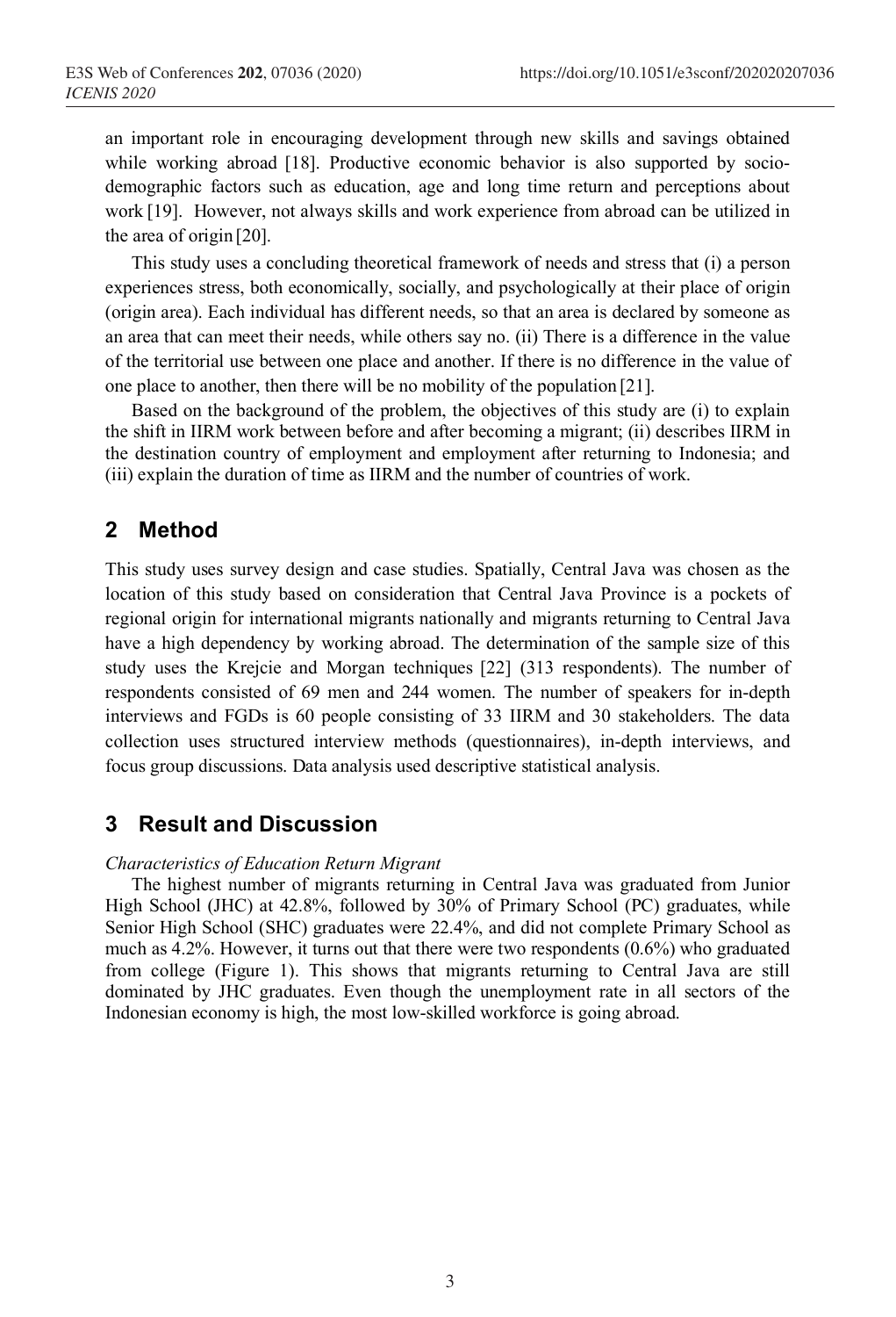an important role in encouraging development through new skills and savings obtained while working abroad [18]. Productive economic behavior is also supported by socio-demographic factors such as education, age and long time return and perceptions about work [19]. However, not always skills and work experience from abroad can be utilized in the area of origin [20].

This study uses a concluding theoretical framework of needs and stress that (i) a person experiences stress, both economically, socially, and psychologically at their place of origin (origin area). Each individual has different needs, so that an area is declared by someone as an area that can meet their needs, while others say no. (ii) There is a difference in the value of the territorial use between one place and another. If there is no difference in the value of one place to another, then there will be no mobility of the population [21].

Based on the background of the problem, the objectives of this study are (i) to explain the shift in IIRM work between before and after becoming a migrant; (ii) describes IIRM in the destination country of employment and employment after returning to Indonesia; and (iii) explain the duration of time as IIRM and the number of countries of work.

## 2 Method

This study uses survey design and case studies. Spatially, Central Java was chosen as the location of this study based on consideration that Central Java Province is a pockets of regional origin for international migrants nationally and migrants returning to Central Java have a high dependency by working abroad. The determination of the sample size of this study uses the Krejcie and Morgan techniques [22] (313 respondents). The number of respondents consisted of 69 men and 244 women. The number of speakers for in-depth interviews and FGDs is 60 people consisting of 33 IIRM and 30 stakeholders. The data collection uses structured interview methods (questionnaires), in-depth interviews, and focus group discussions. Data analysis used descriptive statistical analysis.

## 3 Result and Discussion

*Characteristics of Education Return Migrant*

The highest number of migrants returning in Central Java was graduated from Junior High School (JHC) at 42.8%, followed by 30% of Primary School (PC) graduates, while Senior High School (SHC) graduates were 22.4%, and did not complete Primary School as much as 4.2%. However, it turns out that there were two respondents (0.6%) who graduated from college (Figure 1). This shows that migrants returning to Central Java are still dominated by JHC graduates. Even though the unemployment rate in all sectors of the Indonesian economy is high, the most low-skilled workforce is going abroad.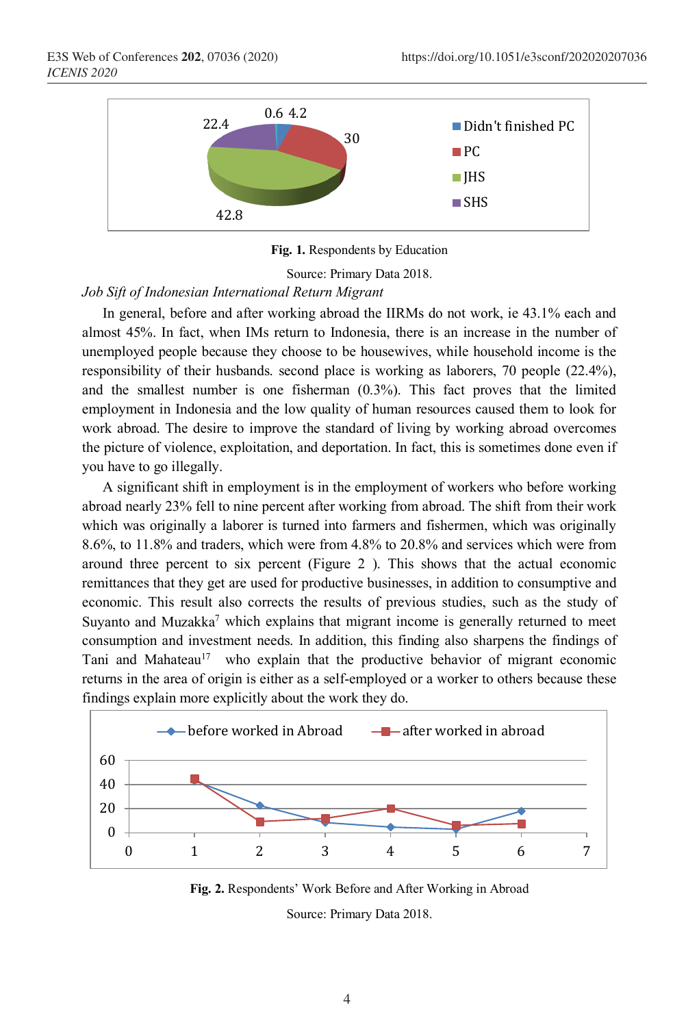Fig. 1. Respondents by Education

Source: Primary Data 2018.

*Job Sift of Indonesian International Return Migrant*

In general, before and after working abroad the IIRMs do not work, ie 43.1% each and almost 45%. In fact, when IMs return to Indonesia, there is an increase in the number of unemployed people because they choose to be housewives, while household income is the responsibility of their husbands. second place is working as laborers, 70 people (22.4%), and the smallest number is one fisherman (0.3%). This fact proves that the limited employment in Indonesia and the low quality of human resources caused them to look for work abroad. The desire to improve the standard of living by working abroad overcomes the picture of violence, exploitation, and deportation. In fact, this is sometimes done even if you have to go illegally.

A significant shift in employment is in the employment of workers who before working abroad nearly 23% fell to nine percent after working from abroad. The shift from their work which was originally a laborer is turned into farmers and fishermen, which was originally 8.6%, to 11.8% and traders, which were from 4.8% to 20.8% and services which were from around three percent to six percent (Figure 2 ). This shows that the actual economic remittances that they get are used for productive businesses, in addition to consumptive and economic. This result also corrects the results of previous studies, such as the study of Suyanto and Muzakka[7] which explains that migrant income is generally returned to meet consumption and investment needs. In addition, this finding also sharpens the findings of Tani and Mahateau[17] who explain that the productive behavior of migrant economic returns in the area of origin is either as a self-employed or a worker to others because these findings explain more explicitly about the work they do.

Fig. 2. Respondents' Work Before and After Working in Abroad

Source: Primary Data 2018.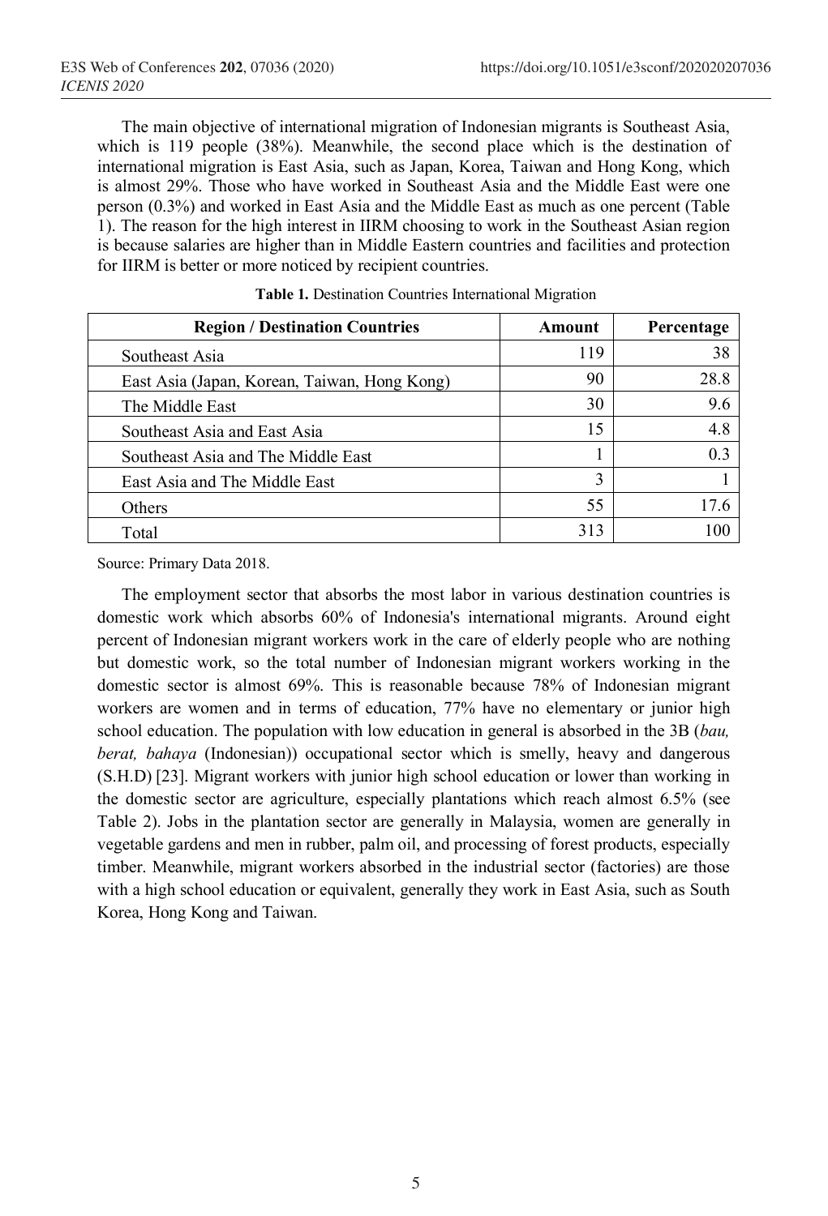The main objective of international migration of Indonesian migrants is Southeast Asia, which is 119 people (38%). Meanwhile, the second place which is the destination of international migration is East Asia, such as Japan, Korea, Taiwan and Hong Kong, which is almost 29%. Those who have worked in Southeast Asia and the Middle East were one person (0.3%) and worked in East Asia and the Middle East as much as one percent (Table 1). The reason for the high interest in IIRM choosing to work in the Southeast Asian region is because salaries are higher than in Middle Eastern countries and facilities and protection for IIRM is better or more noticed by recipient countries.

**Table 1.** Destination Countries International Migration

| Region / Destination Countries | Amount | Percentage |
|---|---|---|
| Southeast Asia | 119 | 38 |
| East Asia (Japan, Korean, Taiwan, Hong Kong) | 90 | 28.8 |
| The Middle East | 30 | 9.6 |
| Southeast Asia and East Asia | 15 | 4.8 |
| Southeast Asia and The Middle East | 1 | 0.3 |
| East Asia and The Middle East | 3 | 1 |
| Others | 55 | 17.6 |
| Total | 313 | 100 |

Source: Primary Data 2018.

The employment sector that absorbs the most labor in various destination countries is domestic work which absorbs 60% of Indonesia's international migrants. Around eight percent of Indonesian migrant workers work in the care of elderly people who are nothing but domestic work, so the total number of Indonesian migrant workers working in the domestic sector is almost 69%. This is reasonable because 78% of Indonesian migrant workers are women and in terms of education, 77% have no elementary or junior high school education. The population with low education in general is absorbed in the 3B (*bau, berat, bahaya* (Indonesian)) occupational sector which is smelly, heavy and dangerous (S.H.D) [23]. Migrant workers with junior high school education or lower than working in the domestic sector are agriculture, especially plantations which reach almost 6.5% (see Table 2). Jobs in the plantation sector are generally in Malaysia, women are generally in vegetable gardens and men in rubber, palm oil, and processing of forest products, especially timber. Meanwhile, migrant workers absorbed in the industrial sector (factories) are those with a high school education or equivalent, generally they work in East Asia, such as South Korea, Hong Kong and Taiwan.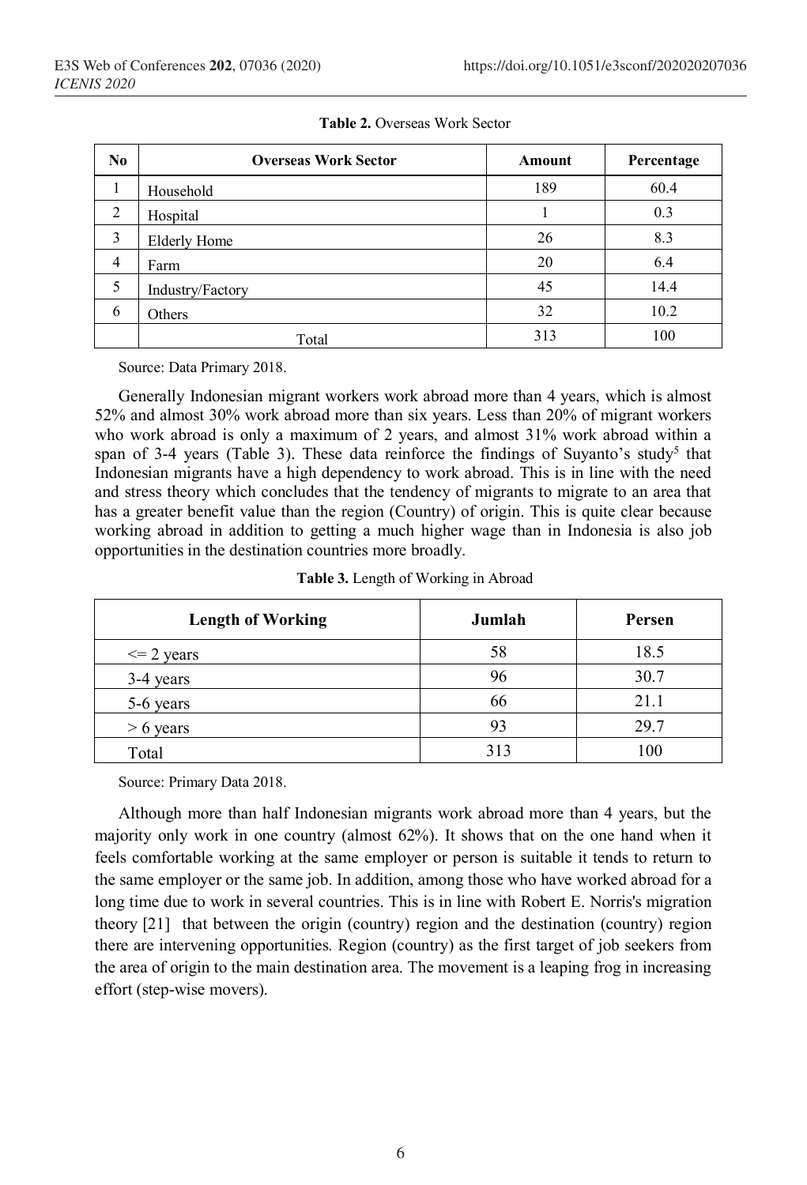**Table 2.** Overseas Work Sector

| No | Overseas Work Sector | Amount | Percentage |
|---|---|---|---|
| 1 | Household | 189 | 60.4 |
| 2 | Hospital | 1 | 0.3 |
| 3 | Elderly Home | 26 | 8.3 |
| 4 | Farm | 20 | 6.4 |
| 5 | Industry/Factory | 45 | 14.4 |
| 6 | Others | 32 | 10.2 |
| | Total | 313 | 100 |

Source: Data Primary 2018.

Generally Indonesian migrant workers work abroad more than 4 years, which is almost 52% and almost 30% work abroad more than six years. Less than 20% of migrant workers who work abroad is only a maximum of 2 years, and almost 31% work abroad within a span of 3-4 years (Table 3). These data reinforce the findings of Suyanto's study[5] that Indonesian migrants have a high dependency to work abroad. This is in line with the need and stress theory which concludes that the tendency of migrants to migrate to an area that has a greater benefit value than the region (Country) of origin. This is quite clear because working abroad in addition to getting a much higher wage than in Indonesia is also job opportunities in the destination countries more broadly.

**Table 3.** Length of Working in Abroad

| Length of Working | Jumlah | Persen |
|---|---|---|
| <= 2 years | 58 | 18.5 |
| 3-4 years | 96 | 30.7 |
| 5-6 years | 66 | 21.1 |
| > 6 years | 93 | 29.7 |
| Total | 313 | 100 |

Source: Primary Data 2018.

Although more than half Indonesian migrants work abroad more than 4 years, but the majority only work in one country (almost 62%). It shows that on the one hand when it feels comfortable working at the same employer or person is suitable it tends to return to the same employer or the same job. In addition, among those who have worked abroad for a long time due to work in several countries. This is in line with Robert E. Norris's migration theory [21] that between the origin (country) region and the destination (country) region there are intervening opportunities. Region (country) as the first target of job seekers from the area of origin to the main destination area. The movement is a leaping frog in increasing effort (step-wise movers).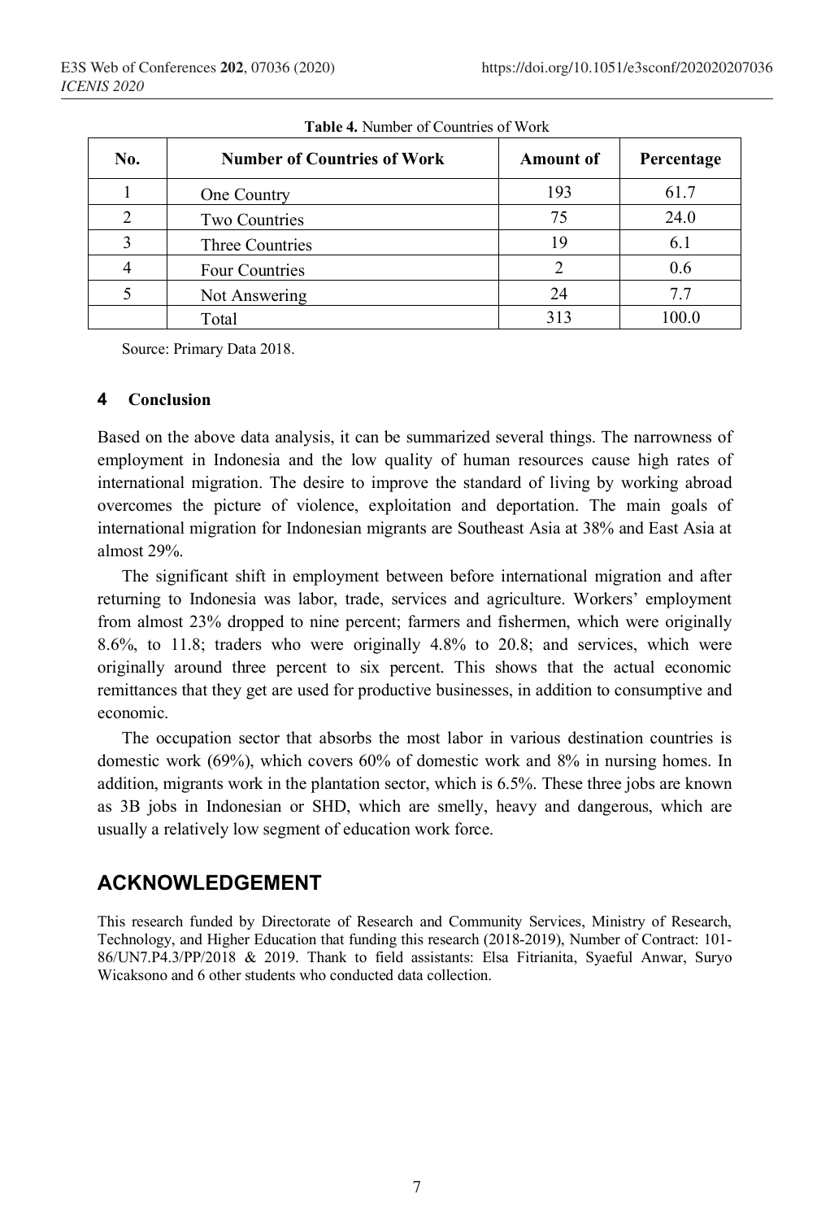**Table 4.** Number of Countries of Work

| No. | Number of Countries of Work | Amount of | Percentage |
|---|---|---|---|
| 1 | One Country | 193 | 61.7 |
| 2 | Two Countries | 75 | 24.0 |
| 3 | Three Countries | 19 | 6.1 |
| 4 | Four Countries | 2 | 0.6 |
| 5 | Not Answering | 24 | 7.7 |
| | Total | 313 | 100.0 |

Source: Primary Data 2018.

## 4 Conclusion

Based on the above data analysis, it can be summarized several things. The narrowness of employment in Indonesia and the low quality of human resources cause high rates of international migration. The desire to improve the standard of living by working abroad overcomes the picture of violence, exploitation and deportation. The main goals of international migration for Indonesian migrants are Southeast Asia at 38% and East Asia at almost 29%.

The significant shift in employment between before international migration and after returning to Indonesia was labor, trade, services and agriculture. Workers' employment from almost 23% dropped to nine percent; farmers and fishermen, which were originally 8.6%, to 11.8; traders who were originally 4.8% to 20.8; and services, which were originally around three percent to six percent. This shows that the actual economic remittances that they get are used for productive businesses, in addition to consumptive and economic.

The occupation sector that absorbs the most labor in various destination countries is domestic work (69%), which covers 60% of domestic work and 8% in nursing homes. In addition, migrants work in the plantation sector, which is 6.5%. These three jobs are known as 3B jobs in Indonesian or SHD, which are smelly, heavy and dangerous, which are usually a relatively low segment of education work force.

## ACKNOWLEDGEMENT

This research funded by Directorate of Research and Community Services, Ministry of Research, Technology, and Higher Education that funding this research (2018-2019), Number of Contract: 101-86/UN7.P4.3/PP/2018 & 2019. Thank to field assistants: Elsa Fitrianita, Syaeful Anwar, Suryo Wicaksono and 6 other students who conducted data collection.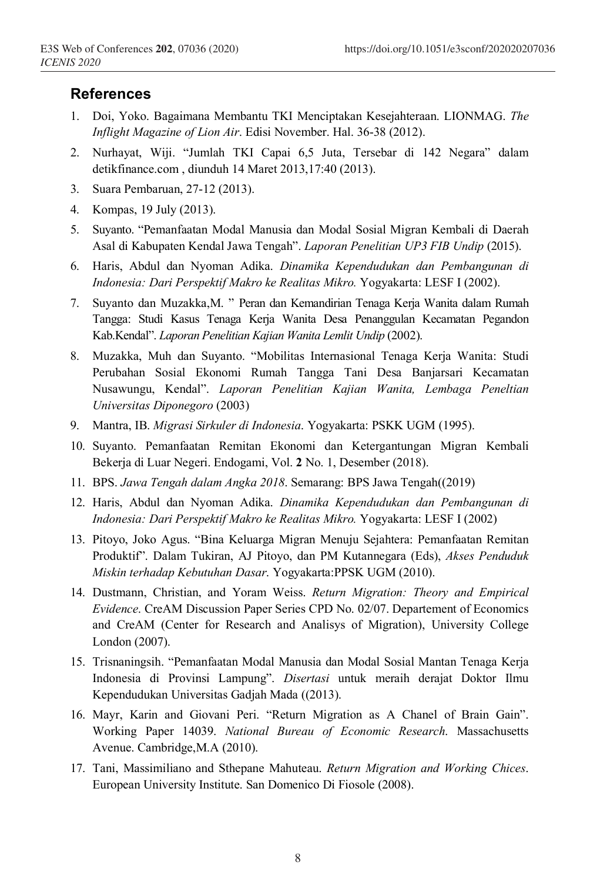## References

1. Doi, Yoko. Bagaimana Membantu TKI Menciptakan Kesejahteraan. LIONMAG. *The Inflight Magazine of Lion Air*. Edisi November. Hal. 36-38 (2012).
2. Nurhayat, Wiji. "Jumlah TKI Capai 6,5 Juta, Tersebar di 142 Negara" dalam detikfinance.com , diunduh 14 Maret 2013,17:40 (2013).
3. Suara Pembaruan, 27-12 (2013).
4. Kompas, 19 July (2013).
5. Suyanto. "Pemanfaatan Modal Manusia dan Modal Sosial Migran Kembali di Daerah Asal di Kabupaten Kendal Jawa Tengah". *Laporan Penelitian UP3 FIB Undip* (2015).
6. Haris, Abdul dan Nyoman Adika. *Dinamika Kependudukan dan Pembangunan di Indonesia: Dari Perspektif Makro ke Realitas Mikro.* Yogyakarta: LESF I (2002).
7. Suyanto dan Muzakka,M. " Peran dan Kemandirian Tenaga Kerja Wanita dalam Rumah Tangga: Studi Kasus Tenaga Kerja Wanita Desa Penanggulan Kecamatan Pegandon Kab.Kendal". *Laporan Penelitian Kajian Wanita Lemlit Undip* (2002).
8. Muzakka, Muh dan Suyanto. "Mobilitas Internasional Tenaga Kerja Wanita: Studi Perubahan Sosial Ekonomi Rumah Tangga Tani Desa Banjarsari Kecamatan Nusawungu, Kendal". *Laporan Penelitian Kajian Wanita, Lembaga Peneltian Universitas Diponegoro* (2003)
9. Mantra, IB. *Migrasi Sirkuler di Indonesia*. Yogyakarta: PSKK UGM (1995).
10. Suyanto. Pemanfaatan Remitan Ekonomi dan Ketergantungan Migran Kembali Bekerja di Luar Negeri. Endogami, Vol. **2** No. 1, Desember (2018).
11. BPS. *Jawa Tengah dalam Angka 2018*. Semarang: BPS Jawa Tengah((2019)
12. Haris, Abdul dan Nyoman Adika. *Dinamika Kependudukan dan Pembangunan di Indonesia: Dari Perspektif Makro ke Realitas Mikro.* Yogyakarta: LESF I (2002)
13. Pitoyo, Joko Agus. "Bina Keluarga Migran Menuju Sejahtera: Pemanfaatan Remitan Produktif". Dalam Tukiran, AJ Pitoyo, dan PM Kutannegara (Eds), *Akses Penduduk Miskin terhadap Kebutuhan Dasar.* Yogyakarta:PPSK UGM (2010).
14. Dustmann, Christian, and Yoram Weiss. *Return Migration: Theory and Empirical Evidence*. CreAM Discussion Paper Series CPD No. 02/07. Departement of Economics and CreAM (Center for Research and Analisys of Migration), University College London (2007).
15. Trisnaningsih. "Pemanfaatan Modal Manusia dan Modal Sosial Mantan Tenaga Kerja Indonesia di Provinsi Lampung". *Disertasi* untuk meraih derajat Doktor Ilmu Kependudukan Universitas Gadjah Mada ((2013).
16. Mayr, Karin and Giovani Peri. "Return Migration as A Chanel of Brain Gain". Working Paper 14039. *National Bureau of Economic Research*. Massachusetts Avenue. Cambridge,M.A (2010).
17. Tani, Massimiliano and Sthepane Mahuteau. *Return Migration and Working Chices*. European University Institute. San Domenico Di Fiosole (2008).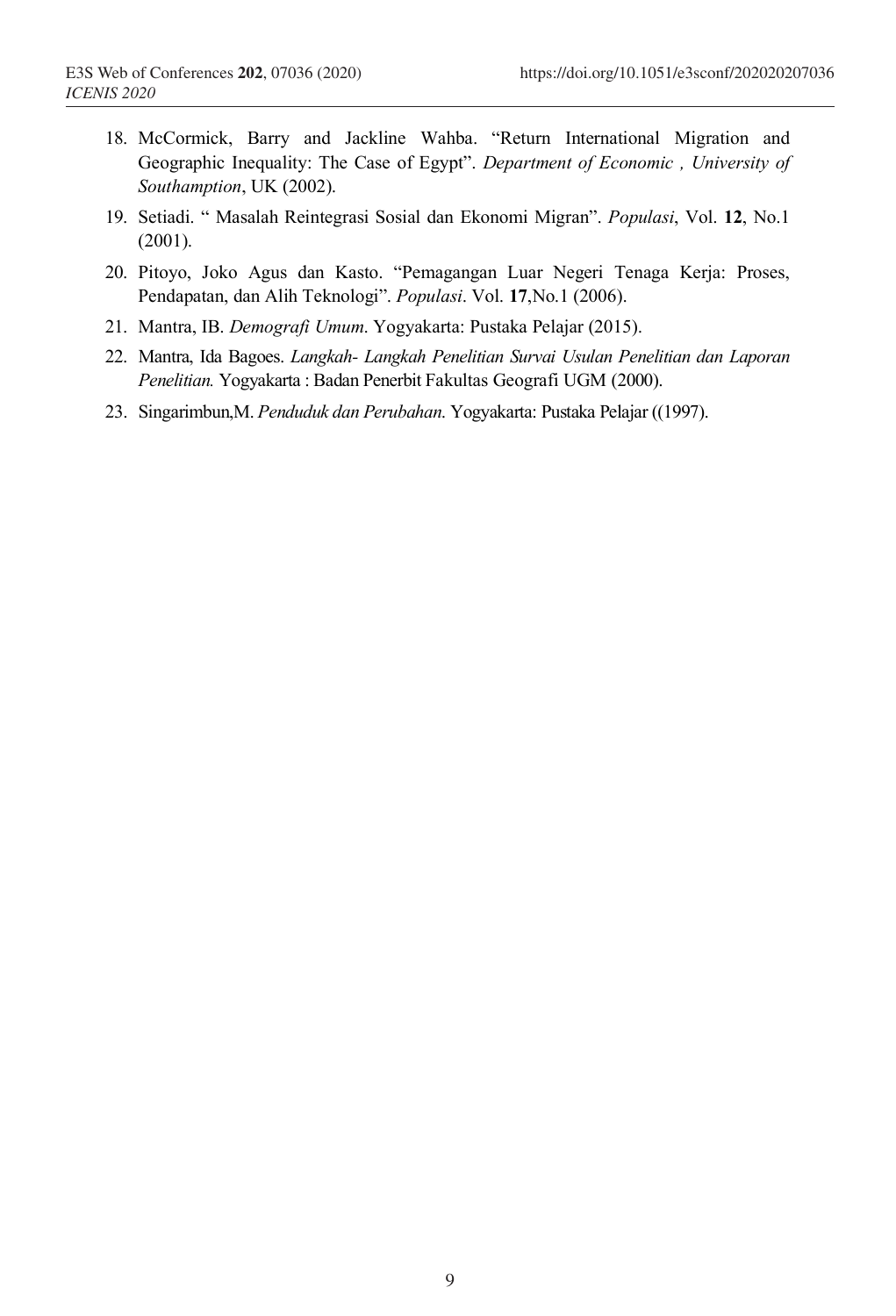18. McCormick, Barry and Jackline Wahba. "Return International Migration and Geographic Inequality: The Case of Egypt". *Department of Economic , University of Southamption*, UK (2002).
19. Setiadi. " Masalah Reintegrasi Sosial dan Ekonomi Migran". *Populasi*, Vol. **12**, No.1 (2001).
20. Pitoyo, Joko Agus dan Kasto. "Pemagangan Luar Negeri Tenaga Kerja: Proses, Pendapatan, dan Alih Teknologi". *Populasi*. Vol. **17**,No.1 (2006).
21. Mantra, IB. *Demografi Umum*. Yogyakarta: Pustaka Pelajar (2015).
22. Mantra, Ida Bagoes. *Langkah- Langkah Penelitian Survai Usulan Penelitian dan Laporan Penelitian.* Yogyakarta : Badan Penerbit Fakultas Geografi UGM (2000).
23. Singarimbun,M. *Penduduk dan Perubahan*. Yogyakarta: Pustaka Pelajar ((1997).